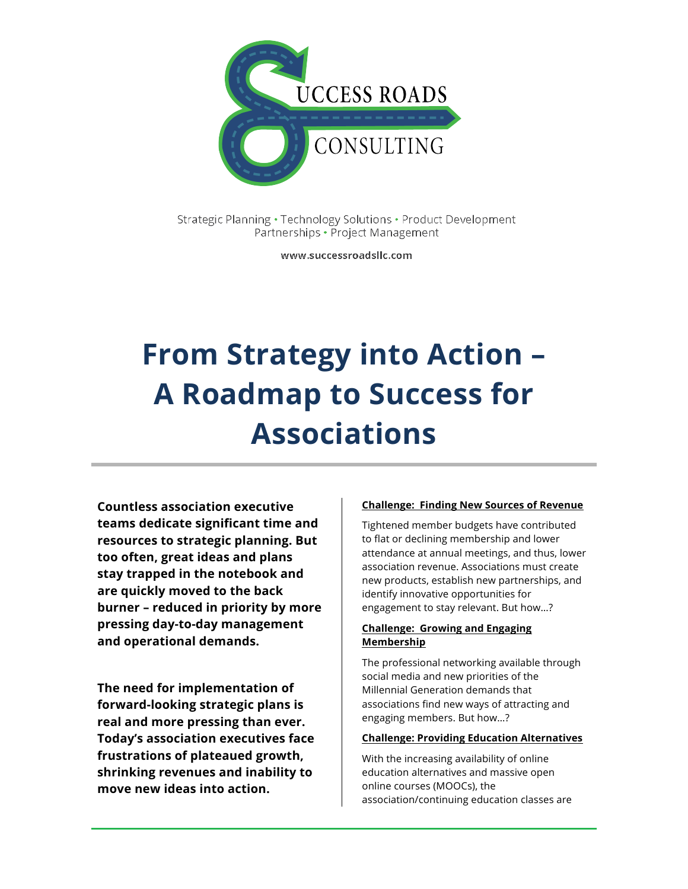SUCCESS ROADS CONSULTING

Strategic Planning • Technology Solutions • Product Development
Partnerships • Project Management

www.successroadsllc.com

# From Strategy into Action – A Roadmap to Success for Associations

**Countless association executive teams dedicate significant time and resources to strategic planning. But too often, great ideas and plans stay trapped in the notebook and are quickly moved to the back burner – reduced in priority by more pressing day-to-day management and operational demands.**

**The need for implementation of forward-looking strategic plans is real and more pressing than ever. Today's association executives face frustrations of plateaued growth, shrinking revenues and inability to move new ideas into action.**

**Challenge: Finding New Sources of Revenue**

Tightened member budgets have contributed to flat or declining membership and lower attendance at annual meetings, and thus, lower association revenue. Associations must create new products, establish new partnerships, and identify innovative opportunities for engagement to stay relevant. But how...?

**Challenge: Growing and Engaging Membership**

The professional networking available through social media and new priorities of the Millennial Generation demands that associations find new ways of attracting and engaging members. But how...?

**Challenge: Providing Education Alternatives**

With the increasing availability of online education alternatives and massive open online courses (MOOCs), the association/continuing education classes are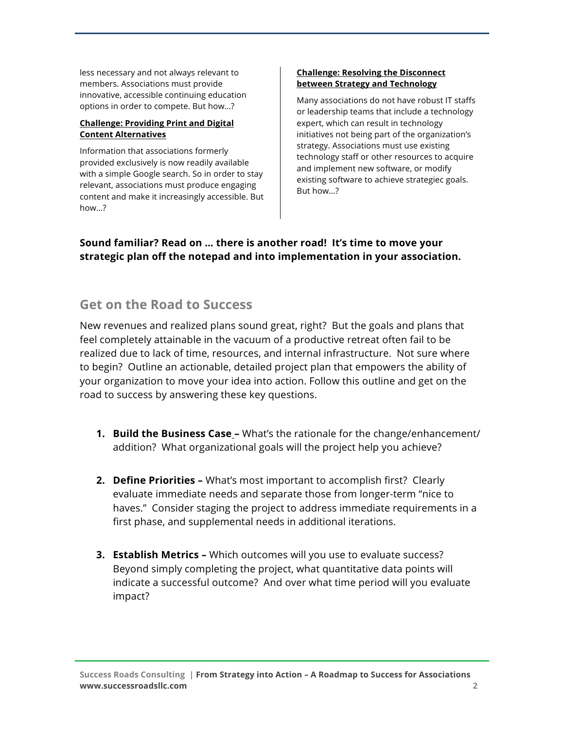less necessary and not always relevant to members. Associations must provide innovative, accessible continuing education options in order to compete. But how…?

**Challenge: Providing Print and Digital Content Alternatives**

Information that associations formerly provided exclusively is now readily available with a simple Google search. So in order to stay relevant, associations must produce engaging content and make it increasingly accessible. But how…?

**Challenge: Resolving the Disconnect between Strategy and Technology**

Many associations do not have robust IT staffs or leadership teams that include a technology expert, which can result in technology initiatives not being part of the organization's strategy. Associations must use existing technology staff or other resources to acquire and implement new software, or modify existing software to achieve strategiec goals. But how…?

**Sound familiar? Read on … there is another road! It's time to move your strategic plan off the notepad and into implementation in your association.**

## Get on the Road to Success

New revenues and realized plans sound great, right? But the goals and plans that feel completely attainable in the vacuum of a productive retreat often fail to be realized due to lack of time, resources, and internal infrastructure. Not sure where to begin? Outline an actionable, detailed project plan that empowers the ability of your organization to move your idea into action. Follow this outline and get on the road to success by answering these key questions.

1. **Build the Business Case –** What's the rationale for the change/enhancement/addition? What organizational goals will the project help you achieve?

2. **Define Priorities –** What's most important to accomplish first? Clearly evaluate immediate needs and separate those from longer-term "nice to haves." Consider staging the project to address immediate requirements in a first phase, and supplemental needs in additional iterations.

3. **Establish Metrics –** Which outcomes will you use to evaluate success? Beyond simply completing the project, what quantitative data points will indicate a successful outcome? And over what time period will you evaluate impact?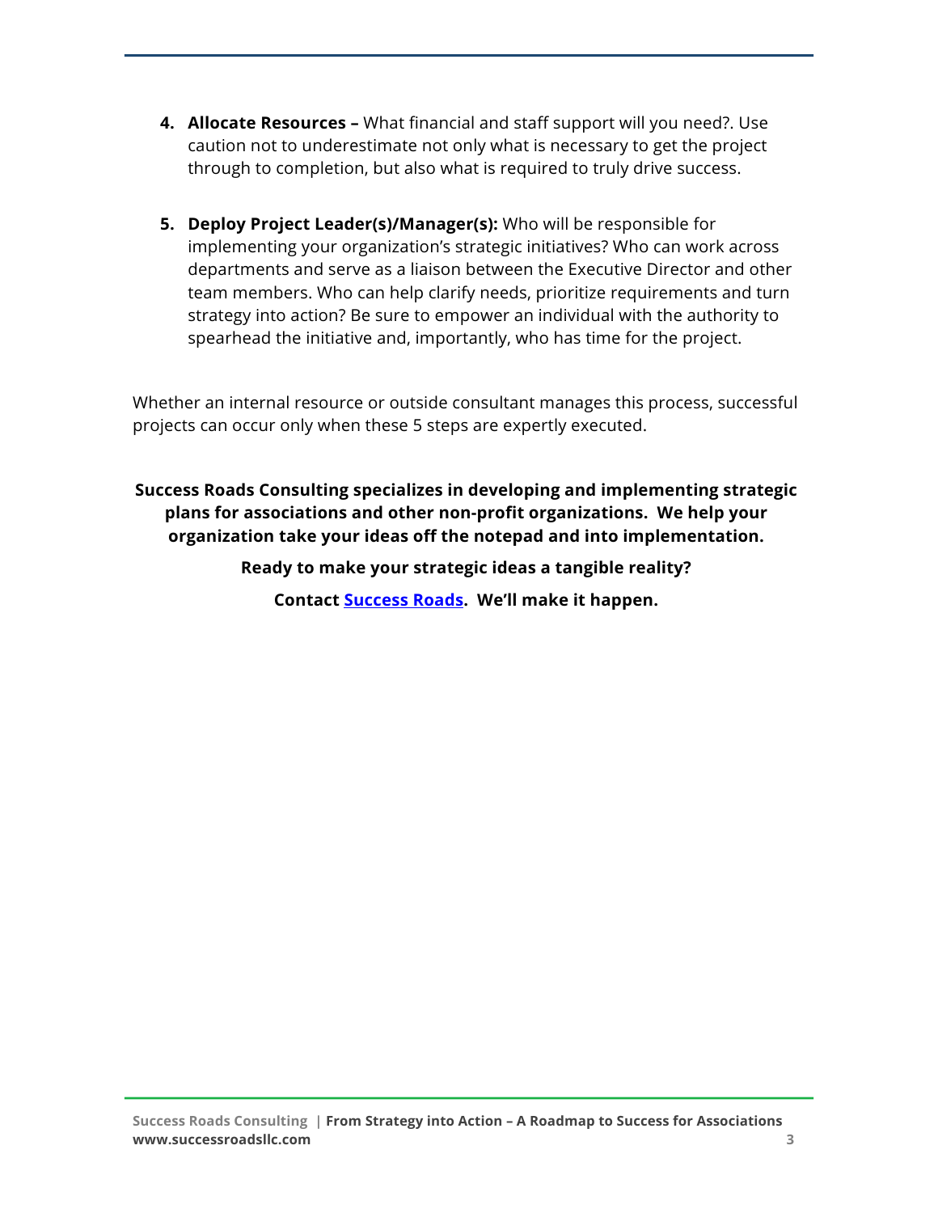4. **Allocate Resources –** What financial and staff support will you need?. Use caution not to underestimate not only what is necessary to get the project through to completion, but also what is required to truly drive success.

5. **Deploy Project Leader(s)/Manager(s):** Who will be responsible for implementing your organization's strategic initiatives? Who can work across departments and serve as a liaison between the Executive Director and other team members. Who can help clarify needs, prioritize requirements and turn strategy into action? Be sure to empower an individual with the authority to spearhead the initiative and, importantly, who has time for the project.

Whether an internal resource or outside consultant manages this process, successful projects can occur only when these 5 steps are expertly executed.

**Success Roads Consulting specializes in developing and implementing strategic plans for associations and other non-profit organizations. We help your organization take your ideas off the notepad and into implementation.**

**Ready to make your strategic ideas a tangible reality?**

**Contact Success Roads. We'll make it happen.**